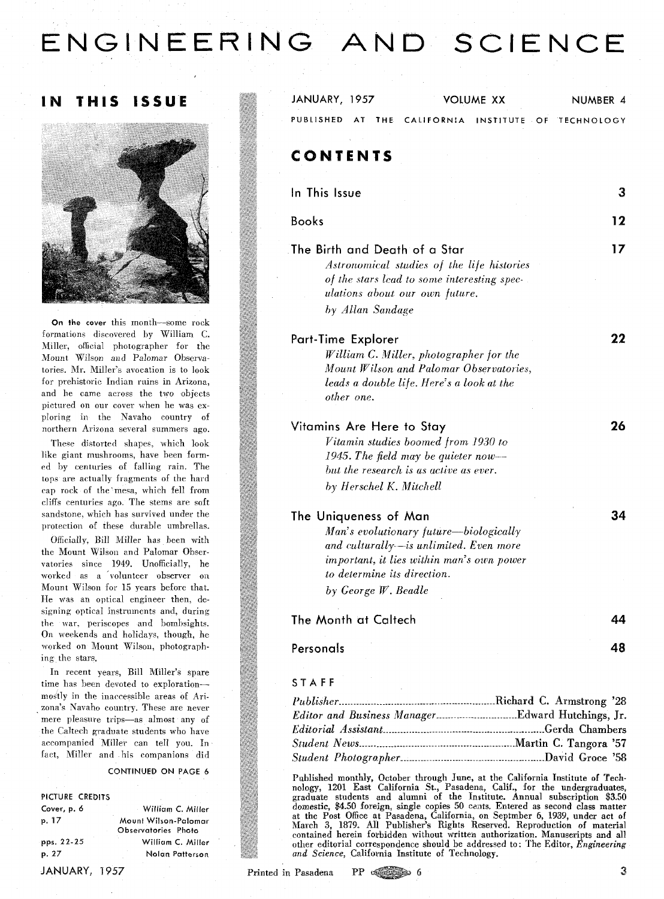# ENGINEERING AND SCIENCE

## IN THIS ISSUE

**On the cover** this month—some rock formations discovered by William C. Miller, official photographer for the Mount Wilson and Palomar Observatories. Mr. Miller's avocation is to look for prehistoric Indian ruins in Arizona, and he came across the two objects pictured on our cover when he was exploring in the Navaho country of northern Arizona several summers ago.

These distorted shapes, which look like giant mushrooms, have been formed by centuries of falling rain. The tops are actually fragments of the hard cap rock of the mesa, which fell from cliffs centuries ago. The stems are soft sandstone, which has survived under the protection of these durable umbrellas.

Officially, Bill Miller has been with the Mount Wilson and Palomar Observatories since 1949. Unofficially, he worked as a volunteer observer on Mount Wilson for 15 years before that. He was an optical engineer then, designing optical instruments and, during the war, periscopes and bombsights. On weekends and holidays, though, he worked on Mount Wilson, photographing the stars.

In recent years, Bill Miller's spare time has been devoted to exploration—mostly in the inaccessible areas of Arizona's Navaho country. These are never mere pleasure trips—as almost any of the Caltech graduate students who have accompanied Miller can tell you. In fact, Miller and his companions did

CONTINUED ON PAGE 6

**PICTURE CREDITS**

| | |
|---|---|
| Cover, p. 6 | William C. Miller |
| p. 17 | Mount Wilson-Palomar Observatories Photo |
| pps. 22-25 | William C. Miller |
| p. 27 | Nolan Patterson |

JANUARY, 1957 — VOLUME XX — NUMBER 4

PUBLISHED AT THE CALIFORNIA INSTITUTE OF TECHNOLOGY

## CONTENTS

| | |
|---|---|
| In This Issue | 3 |
| Books | 12 |
| The Birth and Death of a Star<br>*Astronomical studies of the life histories of the stars lead to some interesting speculations about our own future.*<br>*by Allan Sandage* | 17 |
| Part-Time Explorer<br>*William C. Miller, photographer for the Mount Wilson and Palomar Observatories, leads a double life. Here's a look at the other one.* | 22 |
| Vitamins Are Here to Stay<br>*Vitamin studies boomed from 1930 to 1945. The field may be quieter now—but the research is as active as ever.*<br>*by Herschel K. Mitchell* | 26 |
| The Uniqueness of Man<br>*Man's evolutionary future—biologically and culturally—is unlimited. Even more important, it lies within man's own power to determine its direction.*<br>*by George W. Beadle* | 34 |
| The Month at Caltech | 44 |
| Personals | 48 |

## STAFF

| | |
|---|---|
| *Publisher* | Richard C. Armstrong '28 |
| *Editor and Business Manager* | Edward Hutchings, Jr. |
| *Editorial Assistant* | Gerda Chambers |
| *Student News* | Martin C. Tangora '57 |
| *Student Photographer* | David Groce '58 |

Published monthly, October through June, at the California Institute of Technology, 1201 East California St., Pasadena, Calif., for the undergraduates, graduate students and alumni of the Institute. Annual subscription $3.50 domestic, $4.50 foreign, single copies 50 cents. Entered as second class matter at the Post Office at Pasadena, California, on Septmber 6, 1939, under act of March 3, 1879. All Publisher's Rights Reserved. Reproduction of material contained herein forbidden without written authorization. Manuscripts and all other editorial correspondence should be addressed to: The Editor, *Engineering and Science*, California Institute of Technology.

Printed in Pasadena PP 6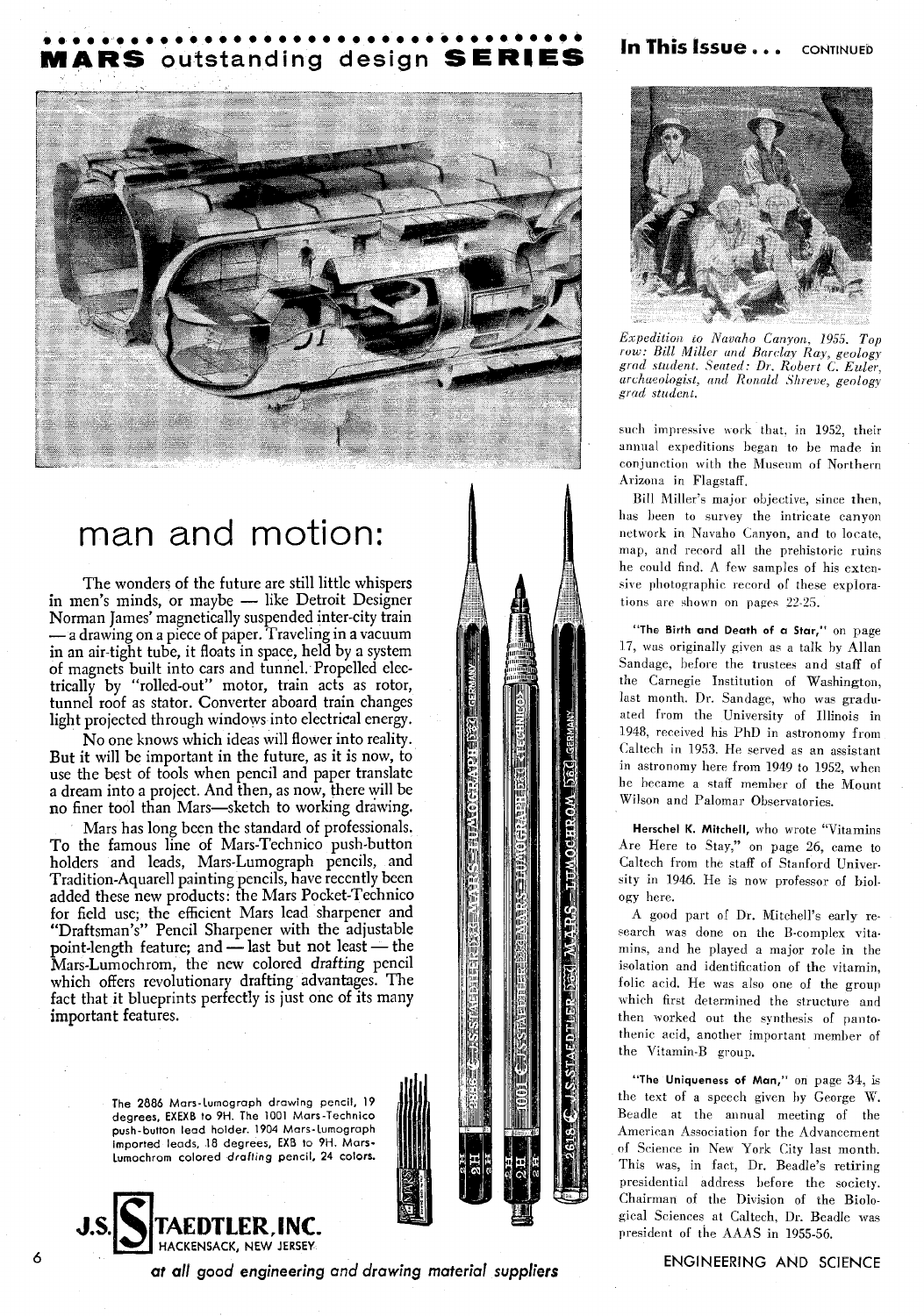**MARS** outstanding design **SERIES**

# man and motion:

The wonders of the future are still little whispers in men's minds, or maybe — like Detroit Designer Norman James' magnetically suspended inter-city train — a drawing on a piece of paper. Traveling in a vacuum in an air-tight tube, it floats in space, held by a system of magnets built into cars and tunnel. Propelled electrically by "rolled-out" motor, train acts as rotor, tunnel roof as stator. Converter aboard train changes light projected through windows into electrical energy.

No one knows which ideas will flower into reality. But it will be important in the future, as it is now, to use the best of tools when pencil and paper translate a dream into a project. And then, as now, there will be no finer tool than Mars—sketch to working drawing.

Mars has long been the standard of professionals. To the famous line of Mars-Technico push-button holders and leads, Mars-Lumograph pencils, and Tradition-Aquarell painting pencils, have recently been added these new products: the Mars Pocket-Technico for field use; the efficient Mars lead sharpener and "Draftsman's" Pencil Sharpener with the adjustable point-length feature; and — last but not least — the Mars-Lumochrom, the new colored *drafting* pencil which offers revolutionary drafting advantages. The fact that it blueprints perfectly is just one of its many important features.

The 2886 Mars-Lumograph drawing pencil, 19 degrees, EXEXB to 9H. The 1001 Mars-Technico push-button lead holder. 1904 Mars-Lumograph imported leads, 18 degrees, EXB to 9H. Mars-Lumochrom colored *drafting* pencil, 24 colors.

**J.S. STAEDTLER, INC.**
HACKENSACK, NEW JERSEY

*at all good engineering and drawing material suppliers*

## In This Issue ... CONTINUED

*Expedition to Navaho Canyon, 1955. Top row: Bill Miller and Barclay Ray, geology grad student. Seated: Dr. Robert C. Euler, archaeologist, and Ronald Shreve, geology grad student.*

such impressive work that, in 1952, their annual expeditions began to be made in conjunction with the Museum of Northern Arizona in Flagstaff.

Bill Miller's major objective, since then, has been to survey the intricate canyon network in Navaho Canyon, and to locate, map, and record all the prehistoric ruins he could find. A few samples of his extensive photographic record of these explorations are shown on pages 22-25.

**"The Birth and Death of a Star,"** on page 17, was originally given as a talk by Allan Sandage, before the trustees and staff of the Carnegie Institution of Washington, last month. Dr. Sandage, who was graduated from the University of Illinois in 1948, received his PhD in astronomy from Caltech in 1953. He served as an assistant in astronomy here from 1949 to 1952, when he became a staff member of the Mount Wilson and Palomar Observatories.

**Herschel K. Mitchell,** who wrote "Vitamins Are Here to Stay," on page 26, came to Caltech from the staff of Stanford University in 1946. He is now professor of biology here.

A good part of Dr. Mitchell's early research was done on the B-complex vitamins, and he played a major role in the isolation and identification of the vitamin, folic acid. He was also one of the group which first determined the structure and then worked out the synthesis of pantothenic acid, another important member of the Vitamin-B group.

**"The Uniqueness of Man,"** on page 34, is the text of a speech given by George W. Beadle at the annual meeting of the American Association for the Advancement of Science in New York City last month. This was, in fact, Dr. Beadle's retiring presidential address before the society. Chairman of the Division of the Biological Sciences at Caltech, Dr. Beadle was president of the AAAS in 1955-56.